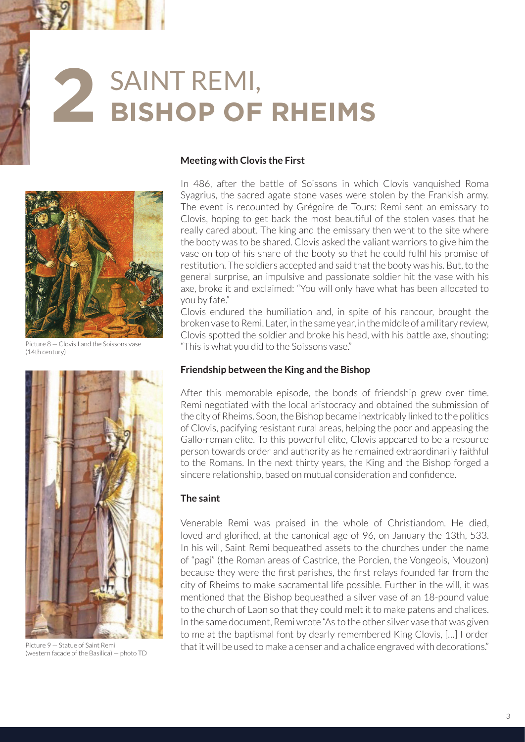# 2 SAINT REMI, **BISHOP OF RHEIMS**

Picture 8 — Clovis I and the Soissons vase (14th century)

Picture 9 — Statue of Saint Remi (western facade of the Basilica) — photo TD

### Meeting with Clovis the First

In 486, after the battle of Soissons in which Clovis vanquished Roma Syagrius, the sacred agate stone vases were stolen by the Frankish army. The event is recounted by Grégoire de Tours: Remi sent an emissary to Clovis, hoping to get back the most beautiful of the stolen vases that he really cared about. The king and the emissary then went to the site where the booty was to be shared. Clovis asked the valiant warriors to give him the vase on top of his share of the booty so that he could fulfil his promise of restitution. The soldiers accepted and said that the booty was his. But, to the general surprise, an impulsive and passionate soldier hit the vase with his axe, broke it and exclaimed: "You will only have what has been allocated to you by fate."

Clovis endured the humiliation and, in spite of his rancour, brought the broken vase to Remi. Later, in the same year, in the middle of a military review, Clovis spotted the soldier and broke his head, with his battle axe, shouting: "This is what you did to the Soissons vase."

### Friendship between the King and the Bishop

After this memorable episode, the bonds of friendship grew over time. Remi negotiated with the local aristocracy and obtained the submission of the city of Rheims. Soon, the Bishop became inextricably linked to the politics of Clovis, pacifying resistant rural areas, helping the poor and appeasing the Gallo-roman elite. To this powerful elite, Clovis appeared to be a resource person towards order and authority as he remained extraordinarily faithful to the Romans. In the next thirty years, the King and the Bishop forged a sincere relationship, based on mutual consideration and confidence.

### The saint

Venerable Remi was praised in the whole of Christiandom. He died, loved and glorified, at the canonical age of 96, on January the 13th, 533. In his will, Saint Remi bequeathed assets to the churches under the name of "pagi" (the Roman areas of Castrice, the Porcien, the Vongeois, Mouzon) because they were the first parishes, the first relays founded far from the city of Rheims to make sacramental life possible. Further in the will, it was mentioned that the Bishop bequeathed a silver vase of an 18-pound value to the church of Laon so that they could melt it to make patens and chalices. In the same document, Remi wrote "As to the other silver vase that was given to me at the baptismal font by dearly remembered King Clovis, [...] I order that it will be used to make a censer and a chalice engraved with decorations."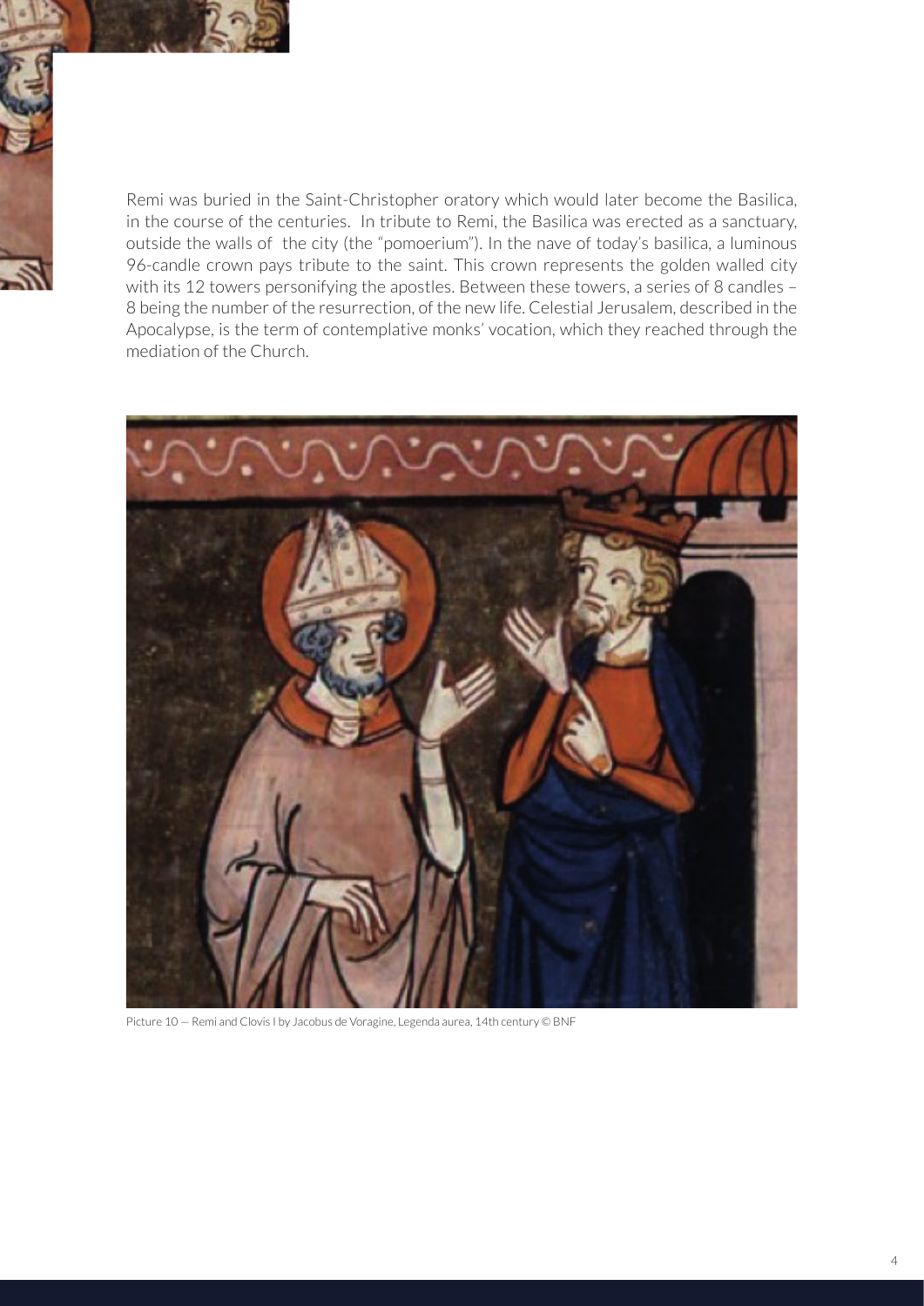Remi was buried in the Saint-Christopher oratory which would later become the Basilica, in the course of the centuries. In tribute to Remi, the Basilica was erected as a sanctuary, outside the walls of the city (the "pomoerium"). In the nave of today's basilica, a luminous 96-candle crown pays tribute to the saint. This crown represents the golden walled city with its 12 towers personifying the apostles. Between these towers, a series of 8 candles – 8 being the number of the resurrection, of the new life. Celestial Jerusalem, described in the Apocalypse, is the term of contemplative monks' vocation, which they reached through the mediation of the Church.

Picture 10 — Remi and Clovis I by Jacobus de Voragine, Legenda aurea, 14th century © BNF